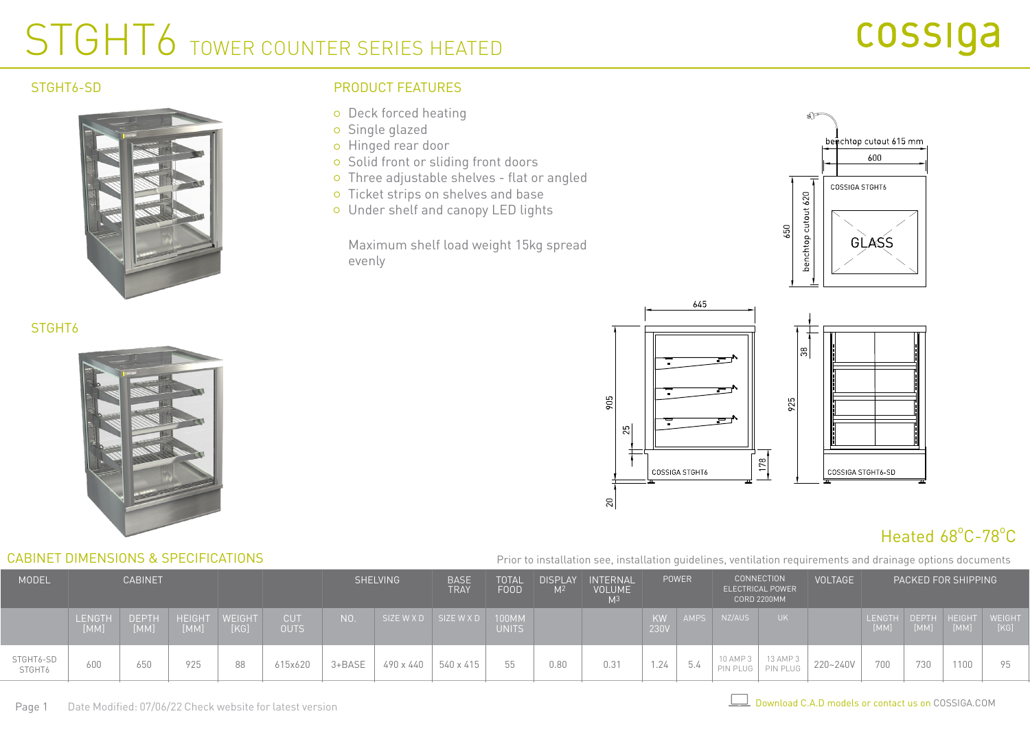# STGHT6 TOWER COUNTER SERIES HEATED

cossiga

STGHT6-SD

STGHT6

## PRODUCT FEATURES

- Deck forced heating
- Single glazed
- Hinged rear door
- Solid front or sliding front doors
- Three adjustable shelves - flat or angled
- Ticket strips on shelves and base
- Under shelf and canopy LED lights

Maximum shelf load weight 15kg spread evenly

Heated 68°C-78°C

## CABINET DIMENSIONS & SPECIFICATIONS

Prior to installation see, installation guidelines, ventilation requirements and drainage options documents

| MODEL | CABINET | | | | | SHELVING | | BASE TRAY | TOTAL FOOD | DISPLAY M2 | INTERNAL VOLUME M3 | POWER | | CONNECTION ELECTRICAL POWER CORD 2200MM | | VOLTAGE | PACKED FOR SHIPPING | | | |
|---|---|---|---|---|---|---|---|---|---|---|---|---|---|---|---|---|---|---|---|---|
| | LENGTH [MM] | DEPTH [MM] | HEIGHT [MM] | WEIGHT [KG] | CUT OUTS | NO. | SIZE W X D | SIZE W X D | 100MM UNITS | | | KW 230V | AMPS | NZ/AUS | UK | | LENGTH [MM] | DEPTH [MM] | HEIGHT [MM] | WEIGHT [KG] |
| STGHT6-SD STGHT6 | 600 | 650 | 925 | 88 | 615x620 | 3+BASE | 490 x 440 | 540 x 415 | 55 | 0.80 | 0.31 | 1.24 | 5.4 | 10 AMP 3 PIN PLUG | 13 AMP 3 PIN PLUG | 220~240V | 700 | 730 | 1100 | 95 |

Date Modified: 07/06/22 Check website for latest version

Download C.A.D models or contact us on COSSIGA.COM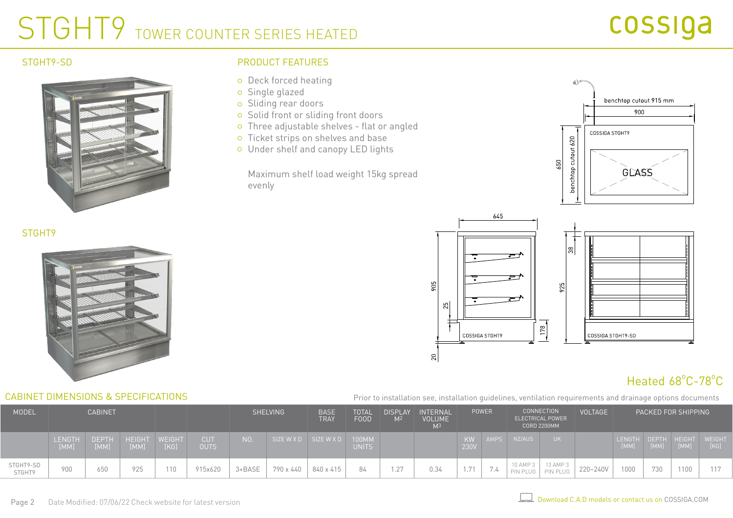# STGHT9 TOWER COUNTER SERIES HEATED

cossiga

## STGHT9-SD

## STGHT9

## PRODUCT FEATURES

- Deck forced heating
- Single glazed
- Sliding rear doors
- Solid front or sliding front doors
- Three adjustable shelves - flat or angled
- Ticket strips on shelves and base
- Under shelf and canopy LED lights

Maximum shelf load weight 15kg spread evenly

benchtop cutout 915 mm
900
650
benchtop cutout 620
COSSIGA STGHT9
GLASS
645
905
25
20
178
COSSIGA STGHT9
38
925
COSSIGA STGHT9-SD

Heated 68°C-78°C

## CABINET DIMENSIONS & SPECIFICATIONS

Prior to installation see, installation guidelines, ventilation requirements and drainage options documents

| MODEL | CABINET | | | | | SHELVING | | BASE TRAY | TOTAL FOOD | DISPLAY M² | INTERNAL VOLUME M³ | POWER | | CONNECTION ELECTRICAL POWER CORD 2200MM | | VOLTAGE | PACKED FOR SHIPPING | | | |
|---|---|---|---|---|---|---|---|---|---|---|---|---|---|---|---|---|---|---|---|---|
| | LENGTH [MM] | DEPTH [MM] | HEIGHT [MM] | WEIGHT [KG] | CUT OUTS | NO. | SIZE W X D | SIZE W X D | 100MM UNITS | | | KW 230V | AMPS | NZ/AUS | UK | | LENGTH [MM] | DEPTH [MM] | HEIGHT [MM] | WEIGHT [KG] |
| STGHT9-SD STGHT9 | 900 | 650 | 925 | 110 | 915x620 | 3+BASE | 790 x 440 | 840 x 415 | 84 | 1.27 | 0.34 | 1.71 | 7.4 | 10 AMP 3 PIN PLUG | 13 AMP 3 PIN PLUG | 220~240V | 1000 | 730 | 1100 | 117 |

Date Modified: 07/06/22 Check website for latest version

Download C.A.D models or contact us on COSSIGA.COM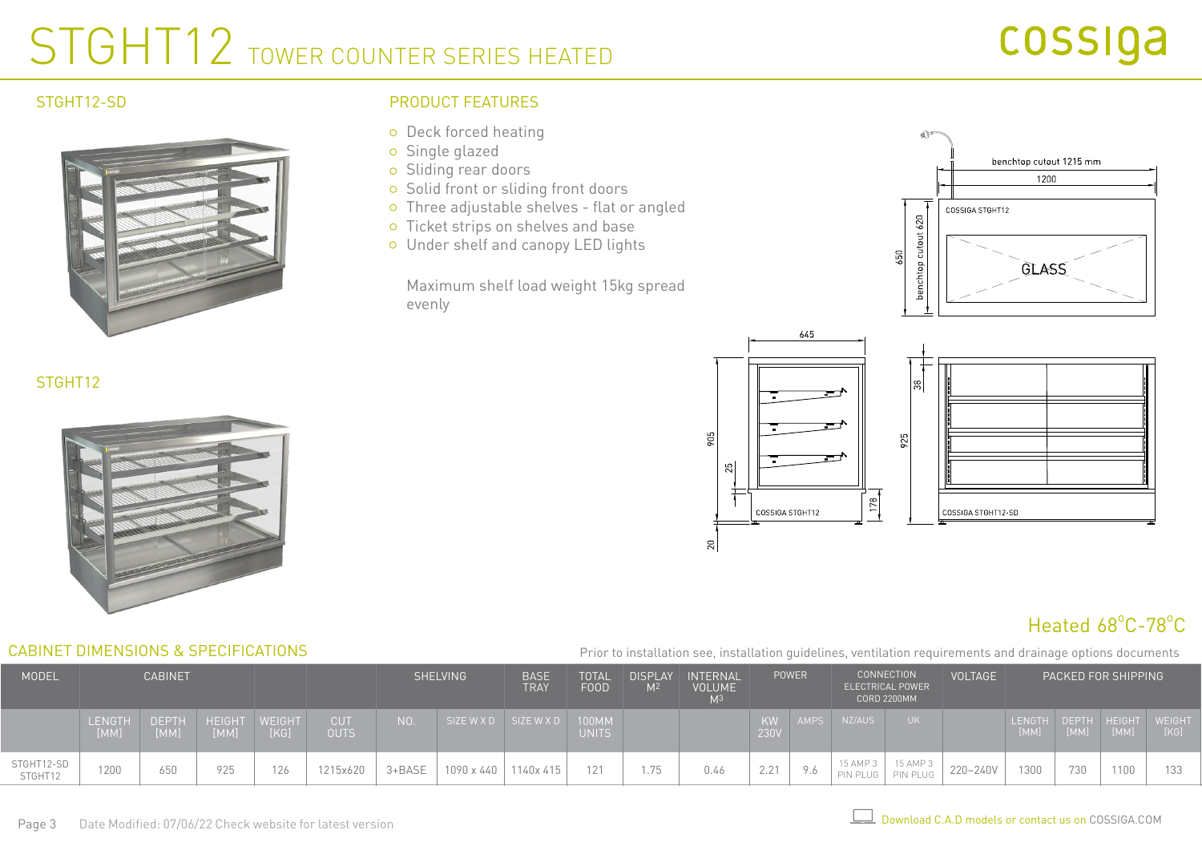# STGHT12 TOWER COUNTER SERIES HEATED

cossiga

## STGHT12-SD

## STGHT12

## PRODUCT FEATURES

- Deck forced heating
- Single glazed
- Sliding rear doors
- Solid front or sliding front doors
- Three adjustable shelves - flat or angled
- Ticket strips on shelves and base
- Under shelf and canopy LED lights

Maximum shelf load weight 15kg spread evenly

benchtop cutout 1215 mm
1200
COSSIGA STGHT12
GLASS
650
benchtop cutout 620
645
905
25
20
COSSIGA STGHT12
178
38
925
COSSIGA STGHT12-SD

Heated 68°C-78°C

## CABINET DIMENSIONS & SPECIFICATIONS

Prior to installation see, installation guidelines, ventilation requirements and drainage options documents

| MODEL | CABINET | | | | | SHELVING | | BASE TRAY | TOTAL FOOD | DISPLAY M² | INTERNAL VOLUME M³ | POWER | | CONNECTION ELECTRICAL POWER CORD 2200MM | | VOLTAGE | PACKED FOR SHIPPING | | | |
|---|---|---|---|---|---|---|---|---|---|---|---|---|---|---|---|---|---|---|---|---|
| | LENGTH [MM] | DEPTH [MM] | HEIGHT [MM] | WEIGHT [KG] | CUT OUTS | NO. | SIZE W X D | SIZE W X D | 100MM UNITS | | | KW 230V | AMPS | NZ/AUS | UK | | LENGTH [MM] | DEPTH [MM] | HEIGHT [MM] | WEIGHT [KG] |
| STGHT12-SD STGHT12 | 1200 | 650 | 925 | 126 | 1215x620 | 3+BASE | 1090 x 440 | 1140x 415 | 121 | 1.75 | 0.46 | 2.21 | 9.6 | 15 AMP 3 PIN PLUG | 15 AMP 3 PIN PLUG | 220~240V | 1300 | 730 | 1100 | 133 |

Date Modified: 07/06/22 Check website for latest version

Download C.A.D models or contact us on COSSIGA.COM